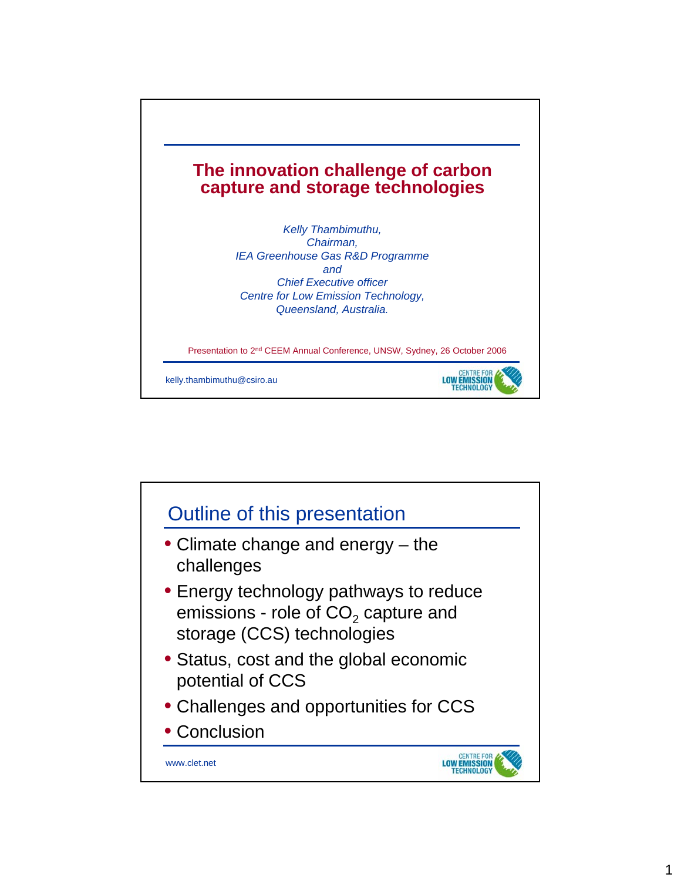# The innovation challenge of carbon capture and storage technologies

*Kelly Thambimuthu,*
*Chairman,*
*IEA Greenhouse Gas R&D Programme*
*and*
*Chief Executive officer*
*Centre for Low Emission Technology,*
*Queensland, Australia.*

Presentation to 2[nd] CEEM Annual Conference, UNSW, Sydney, 26 October 2006

kelly.thambimuthu@csiro.au

CENTRE FOR LOW EMISSION TECHNOLOGY

## Outline of this presentation

- Climate change and energy – the challenges
- Energy technology pathways to reduce emissions - role of $CO_2$ capture and storage (CCS) technologies
- Status, cost and the global economic potential of CCS
- Challenges and opportunities for CCS
- Conclusion

www.clet.net

CENTRE FOR LOW EMISSION TECHNOLOGY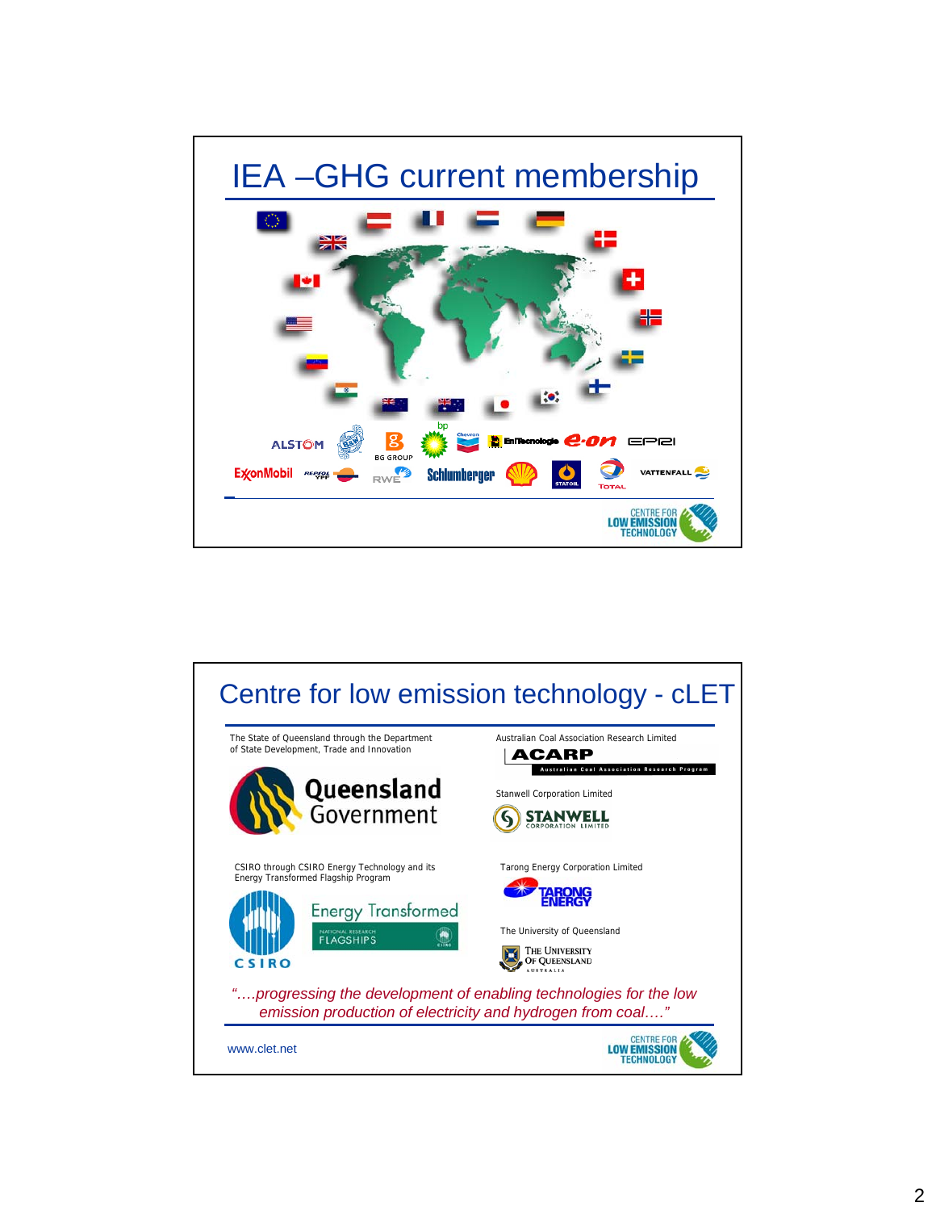# IEA –GHG current membership

ALSTOM · BG GROUP · bp · Chevron · EniTecnologie · e-on · EPRI · ExxonMobil · REPSOL YPF · RWE · Schlumberger · Shell · STATOIL · TOTAL · VATTENFALL

CENTRE FOR LOW EMISSION TECHNOLOGY

# Centre for low emission technology - cLET

The State of Queensland through the Department of State Development, Trade and Innovation

Queensland Government

Australian Coal Association Research Limited

ACARP — Australian Coal Association Research Program

Stanwell Corporation Limited

STANWELL CORPORATION LIMITED

CSIRO through CSIRO Energy Technology and its Energy Transformed Flagship Program

CSIRO — Energy Transformed — NATIONAL RESEARCH FLAGSHIPS

Tarong Energy Corporation Limited

TARONG ENERGY

The University of Queensland

THE UNIVERSITY OF QUEENSLAND AUSTRALIA

*"….progressing the development of enabling technologies for the low emission production of electricity and hydrogen from coal…."*

www.clet.net

CENTRE FOR LOW EMISSION TECHNOLOGY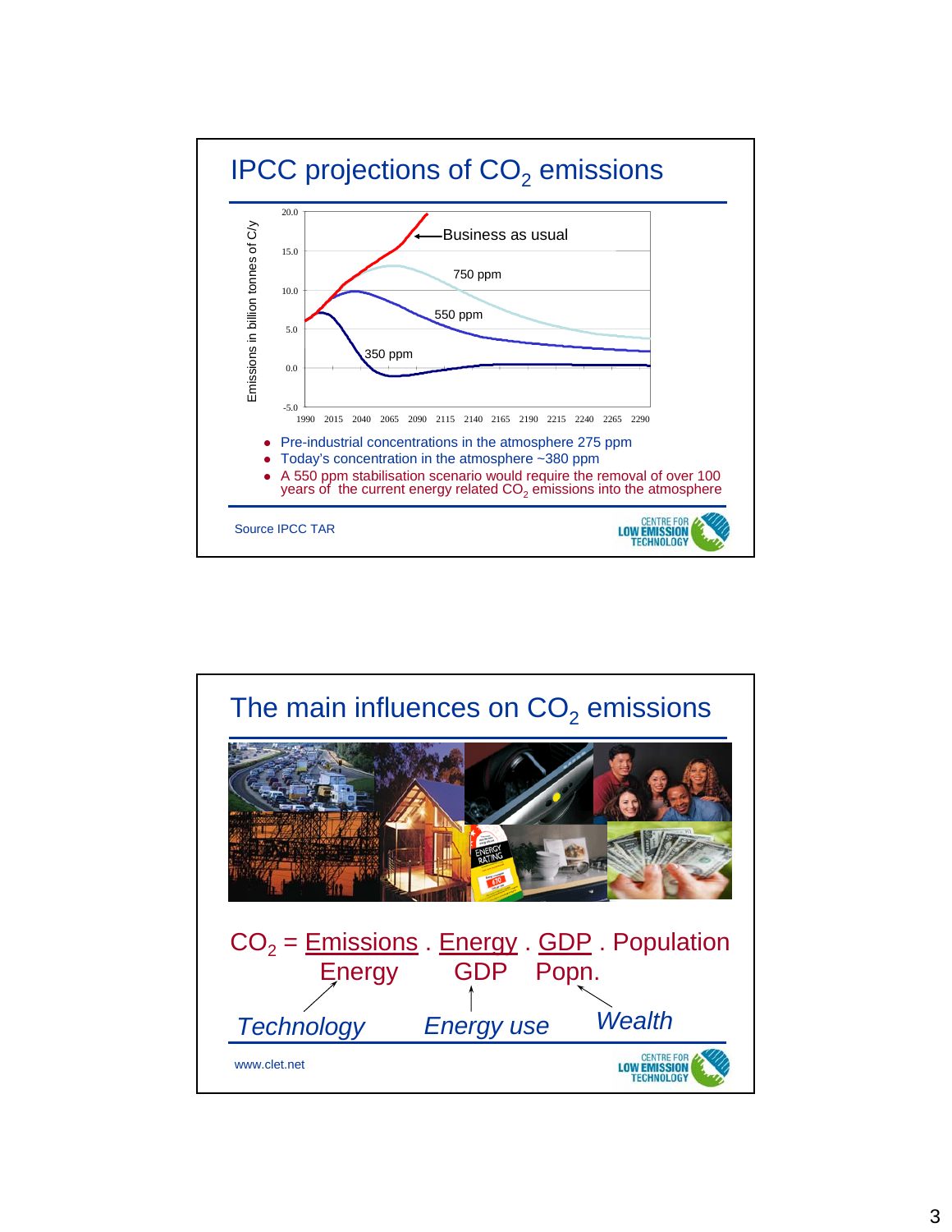# IPCC projections of $CO_2$ emissions

Emissions in billion tonnes of C/y

- Business as usual
- 750 ppm
- 550 ppm
- 350 ppm

- Pre-industrial concentrations in the atmosphere 275 ppm
- Today's concentration in the atmosphere ~380 ppm
- A 550 ppm stabilisation scenario would require the removal of over 100 years of the current energy related $CO_2$ emissions into the atmosphere

Source IPCC TAR

# The main influences on $CO_2$ emissions

$$CO_2 = \frac{\text{Emissions}}{\text{Energy}} \cdot \frac{\text{Energy}}{\text{GDP}} \cdot \frac{\text{GDP}}{\text{Popn.}} \cdot \text{Population}$$

*Technology* — *Energy use* — *Wealth*

www.clet.net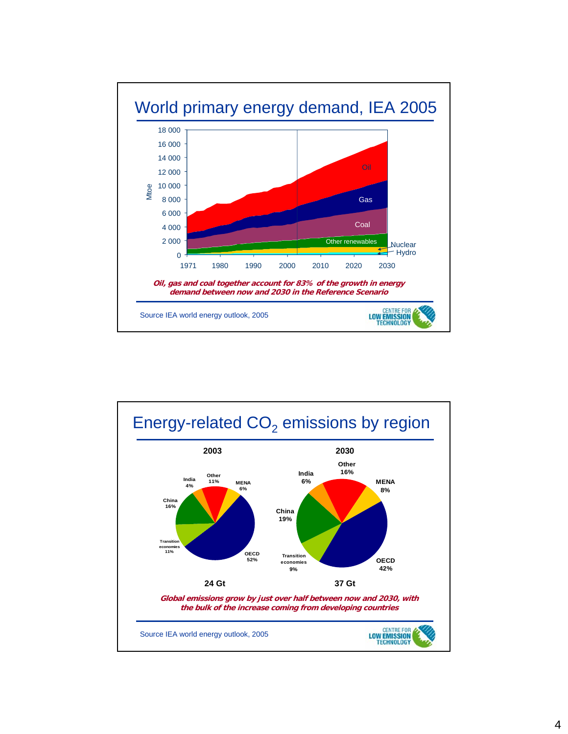## World primary energy demand, IEA 2005

*Oil, gas and coal together account for 83% of the growth in energy demand between now and 2030 in the Reference Scenario*

Source IEA world energy outlook, 2005

## Energy-related $CO_2$ emissions by region

| Region | 2003 | 2030 |
| --- | --- | --- |
| OECD | 52% | 42% |
| Transition economies | 11% | 9% |
| China | 16% | 19% |
| India | 4% | 6% |
| Other | 11% | 16% |
| MENA | 6% | 8% |
| Total | 24 Gt | 37 Gt |

*Global emissions grow by just over half between now and 2030, with the bulk of the increase coming from developing countries*

Source IEA world energy outlook, 2005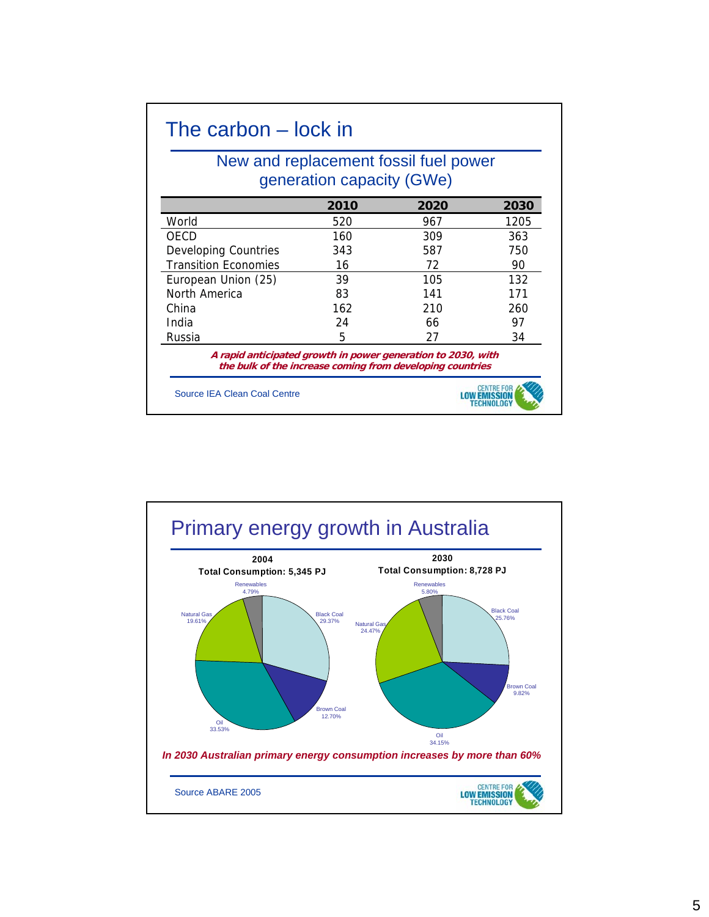# The carbon – lock in

## New and replacement fossil fuel power generation capacity (GWe)

| | 2010 | 2020 | 2030 |
|---|---|---|---|
| World | 520 | 967 | 1205 |
| OECD | 160 | 309 | 363 |
| Developing Countries | 343 | 587 | 750 |
| Transition Economies | 16 | 72 | 90 |
| European Union (25) | 39 | 105 | 132 |
| North America | 83 | 141 | 171 |
| China | 162 | 210 | 260 |
| India | 24 | 66 | 97 |
| Russia | 5 | 27 | 34 |

***A rapid anticipated growth in power generation to 2030, with the bulk of the increase coming from developing countries***

Source IEA Clean Coal Centre

CENTRE FOR LOW EMISSION TECHNOLOGY

# Primary energy growth in Australia

**2004**
**Total Consumption: 5,345 PJ**

- Renewables 4.79%
- Black Coal 29.37%
- Brown Coal 12.70%
- Oil 33.53%
- Natural Gas 19.61%

**2030**
**Total Consumption: 8,728 PJ**

- Renewables 5.80%
- Black Coal 25.76%
- Brown Coal 9.82%
- Oil 34.15%
- Natural Gas 24.47%

***In 2030 Australian primary energy consumption increases by more than 60%***

Source ABARE 2005

CENTRE FOR LOW EMISSION TECHNOLOGY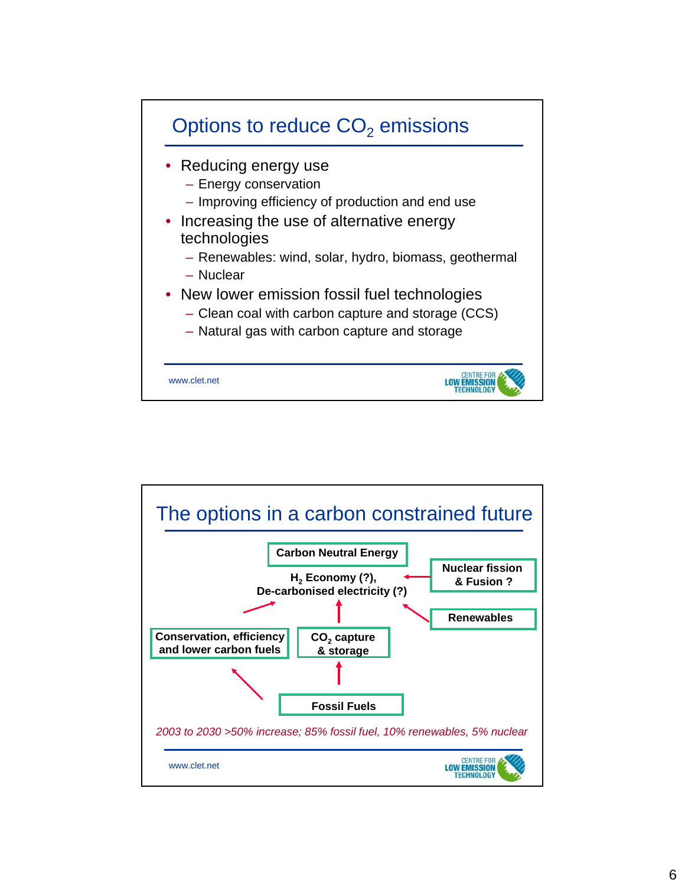## Options to reduce $CO_2$ emissions

- Reducing energy use
  - Energy conservation
  - Improving efficiency of production and end use
- Increasing the use of alternative energy technologies
  - Renewables: wind, solar, hydro, biomass, geothermal
  - Nuclear
- New lower emission fossil fuel technologies
  - Clean coal with carbon capture and storage (CCS)
  - Natural gas with carbon capture and storage

www.clet.net

CENTRE FOR LOW EMISSION TECHNOLOGY

## The options in a carbon constrained future

**Carbon Neutral Energy**

**$H_2$ Economy (?), De-carbonised electricity (?)**

**Nuclear fission & Fusion ?**

**Renewables**

**Conservation, efficiency and lower carbon fuels**

**$CO_2$ capture & storage**

**Fossil Fuels**

*2003 to 2030 >50% increase; 85% fossil fuel, 10% renewables, 5% nuclear*

www.clet.net

CENTRE FOR LOW EMISSION TECHNOLOGY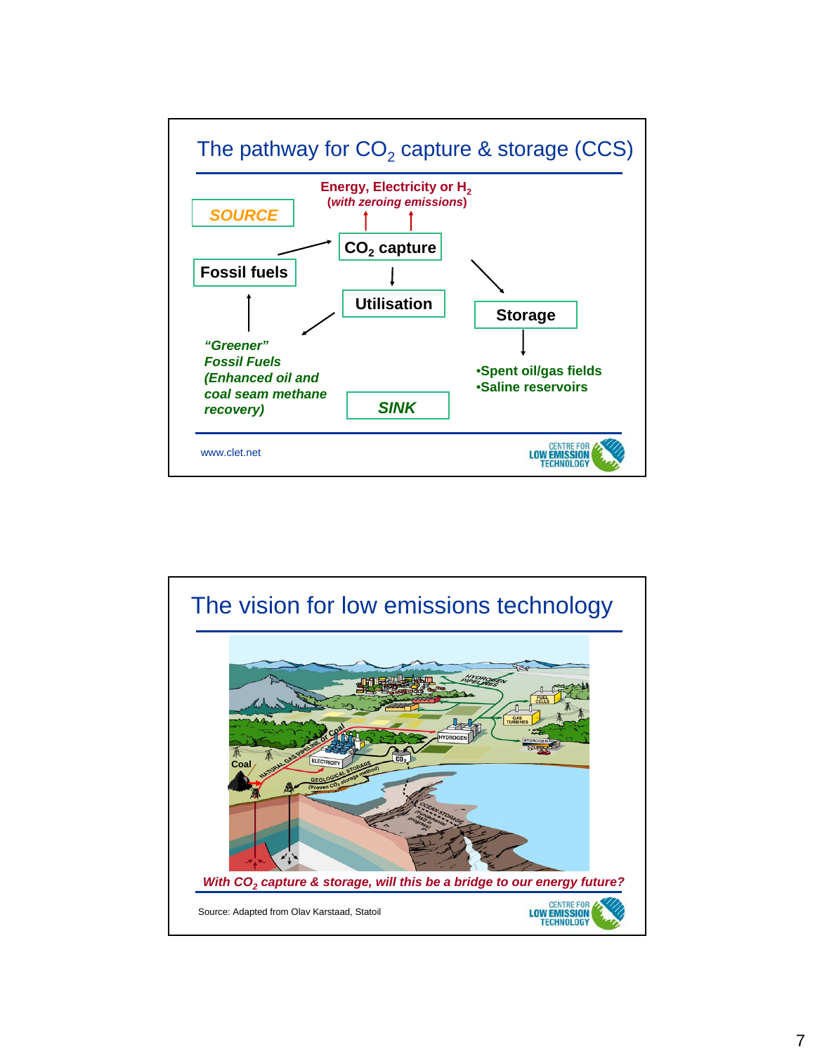## The pathway for $CO_2$ capture & storage (CCS)

**Energy, Electricity or $H_2$**
***(with zeroing emissions)***

***SOURCE***

**Fossil fuels**

**$CO_2$ capture**

**Utilisation**

**Storage**

***"Greener" Fossil Fuels (Enhanced oil and coal seam methane recovery)***

- **Spent oil/gas fields**
- **Saline reservoirs**

***SINK***

www.clet.net

## The vision for low emissions technology

***With $CO_2$ capture & storage, will this be a bridge to our energy future?***

Source: Adapted from Olav Karstaad, Statoil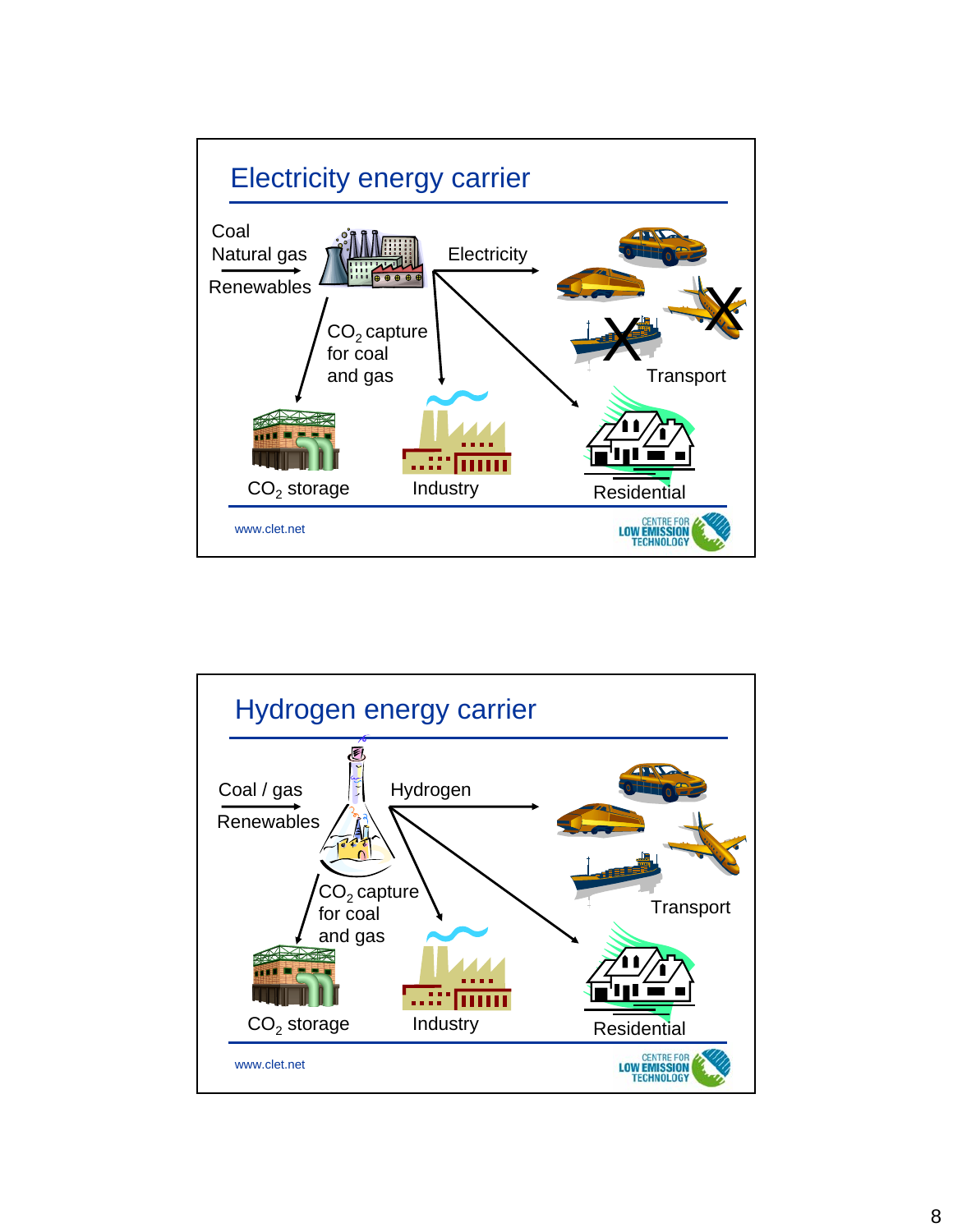## Electricity energy carrier

Coal
Natural gas
Renewables

Electricity

$CO_2$ capture for coal and gas

Transport

$CO_2$ storage

Industry

Residential

www.clet.net

## Hydrogen energy carrier

Coal / gas
Renewables

Hydrogen

$CO_2$ capture for coal and gas

Transport

$CO_2$ storage

Industry

Residential

www.clet.net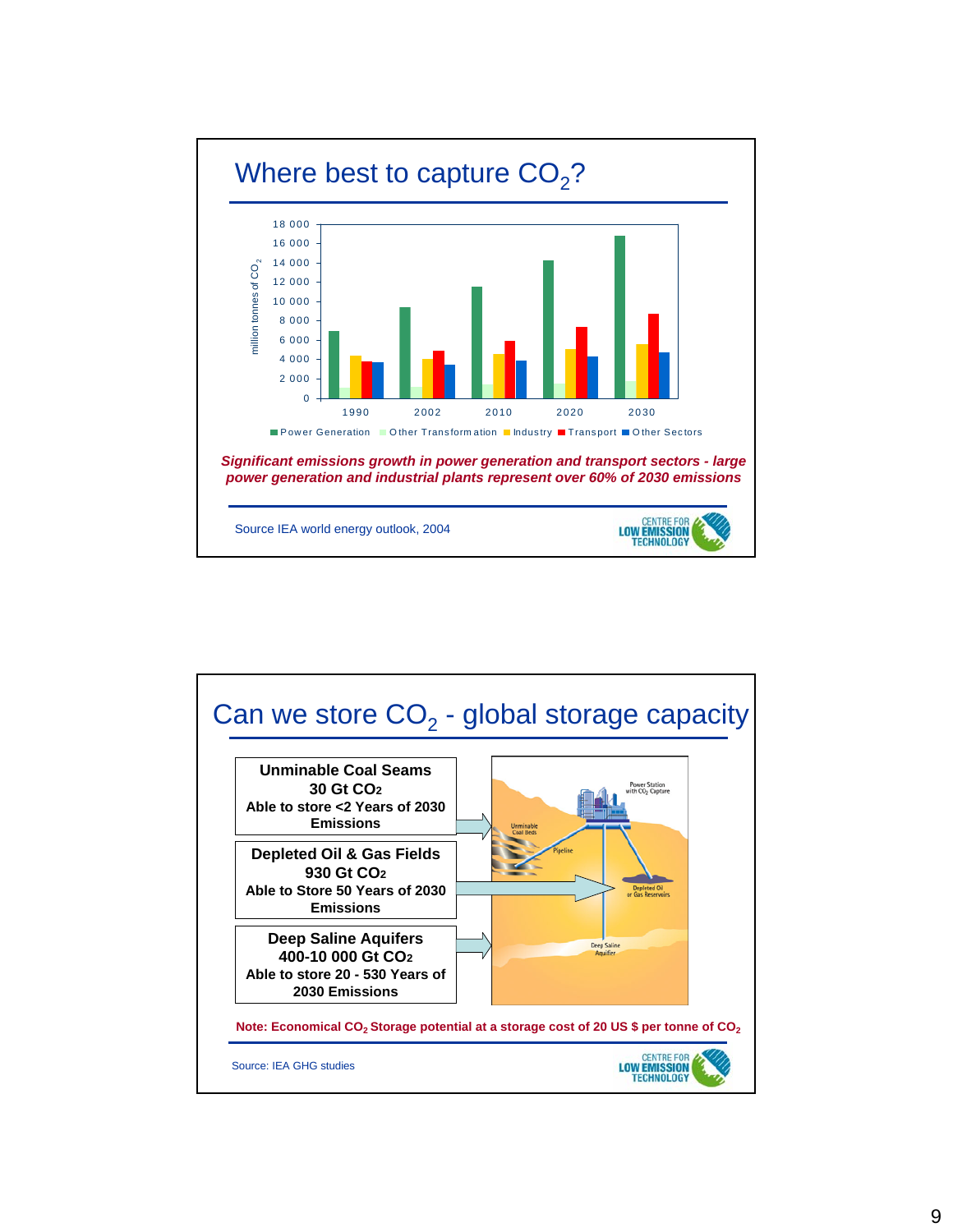## Where best to capture $CO_2$?

*Significant emissions growth in power generation and transport sectors - large power generation and industrial plants represent over 60% of 2030 emissions*

Source IEA world energy outlook, 2004

## Can we store $CO_2$ - global storage capacity

**Unminable Coal Seams**
**30 Gt $CO_2$**
**Able to store <2 Years of 2030 Emissions**

**Depleted Oil & Gas Fields**
**930 Gt $CO_2$**
**Able to Store 50 Years of 2030 Emissions**

**Deep Saline Aquifers**
**400-10 000 Gt $CO_2$**
**Able to store 20 - 530 Years of 2030 Emissions**

**Note: Economical $CO_2$ Storage potential at a storage cost of 20 US $ per tonne of $CO_2$**

Source: IEA GHG studies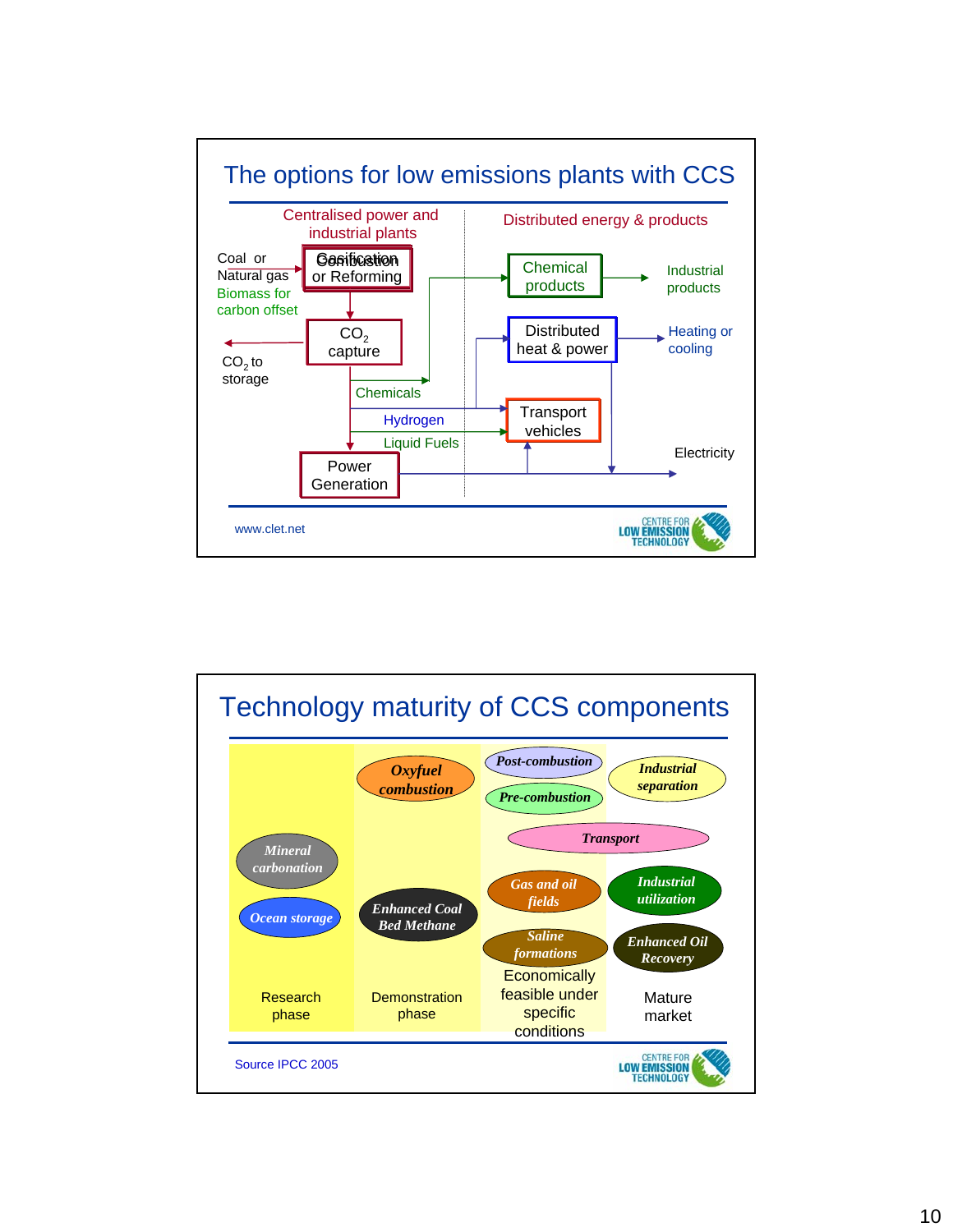## The options for low emissions plants with CCS

Centralised power and industrial plants

Distributed energy & products

Coal or Natural gas

Biomass for carbon offset

Gasification / Combustion or Reforming

$CO_2$ capture

$CO_2$ to storage

Chemicals

Hydrogen

Liquid Fuels

Power Generation

Chemical products → Industrial products

Distributed heat & power → Heating or cooling

Transport vehicles

Electricity

www.clet.net

CENTRE FOR LOW EMISSION TECHNOLOGY

## Technology maturity of CCS components

| Research phase | Demonstration phase | Economically feasible under specific conditions | Mature market |
|---|---|---|---|
| *Mineral carbonation* | *Oxyfuel combustion* | *Post-combustion* | *Industrial separation* |
| *Ocean storage* | *Enhanced Coal Bed Methane* | *Pre-combustion* | *Industrial utilization* |
| | | *Transport* | *Transport* |
| | | *Gas and oil fields* | *Enhanced Oil Recovery* |
| | | *Saline formations* | |

Source IPCC 2005

CENTRE FOR LOW EMISSION TECHNOLOGY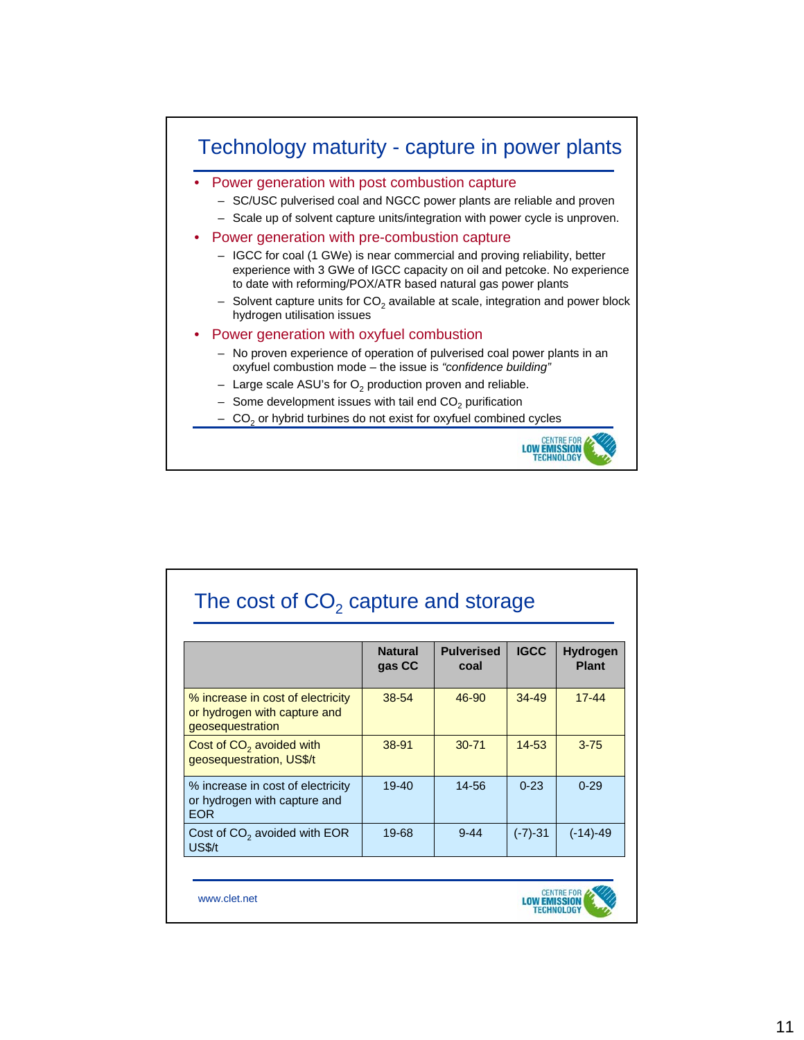## Technology maturity - capture in power plants

- Power generation with post combustion capture
  - SC/USC pulverised coal and NGCC power plants are reliable and proven
  - Scale up of solvent capture units/integration with power cycle is unproven.
- Power generation with pre-combustion capture
  - IGCC for coal (1 GWe) is near commercial and proving reliability, better experience with 3 GWe of IGCC capacity on oil and petcoke. No experience to date with reforming/POX/ATR based natural gas power plants
  - Solvent capture units for $CO_2$ available at scale, integration and power block hydrogen utilisation issues
- Power generation with oxyfuel combustion
  - No proven experience of operation of pulverised coal power plants in an oxyfuel combustion mode – the issue is *"confidence building"*
  - Large scale ASU's for $O_2$ production proven and reliable.
  - Some development issues with tail end $CO_2$ purification
  - $CO_2$ or hybrid turbines do not exist for oxyfuel combined cycles

## The cost of $CO_2$ capture and storage

| | Natural gas CC | Pulverised coal | IGCC | Hydrogen Plant |
|---|---|---|---|---|
| % increase in cost of electricity or hydrogen with capture and geosequestration | 38-54 | 46-90 | 34-49 | 17-44 |
| Cost of $CO_2$ avoided with geosequestration, US$/t | 38-91 | 30-71 | 14-53 | 3-75 |
| % increase in cost of electricity or hydrogen with capture and EOR | 19-40 | 14-56 | 0-23 | 0-29 |
| Cost of $CO_2$ avoided with EOR US$/t | 19-68 | 9-44 | (-7)-31 | (-14)-49 |

www.clet.net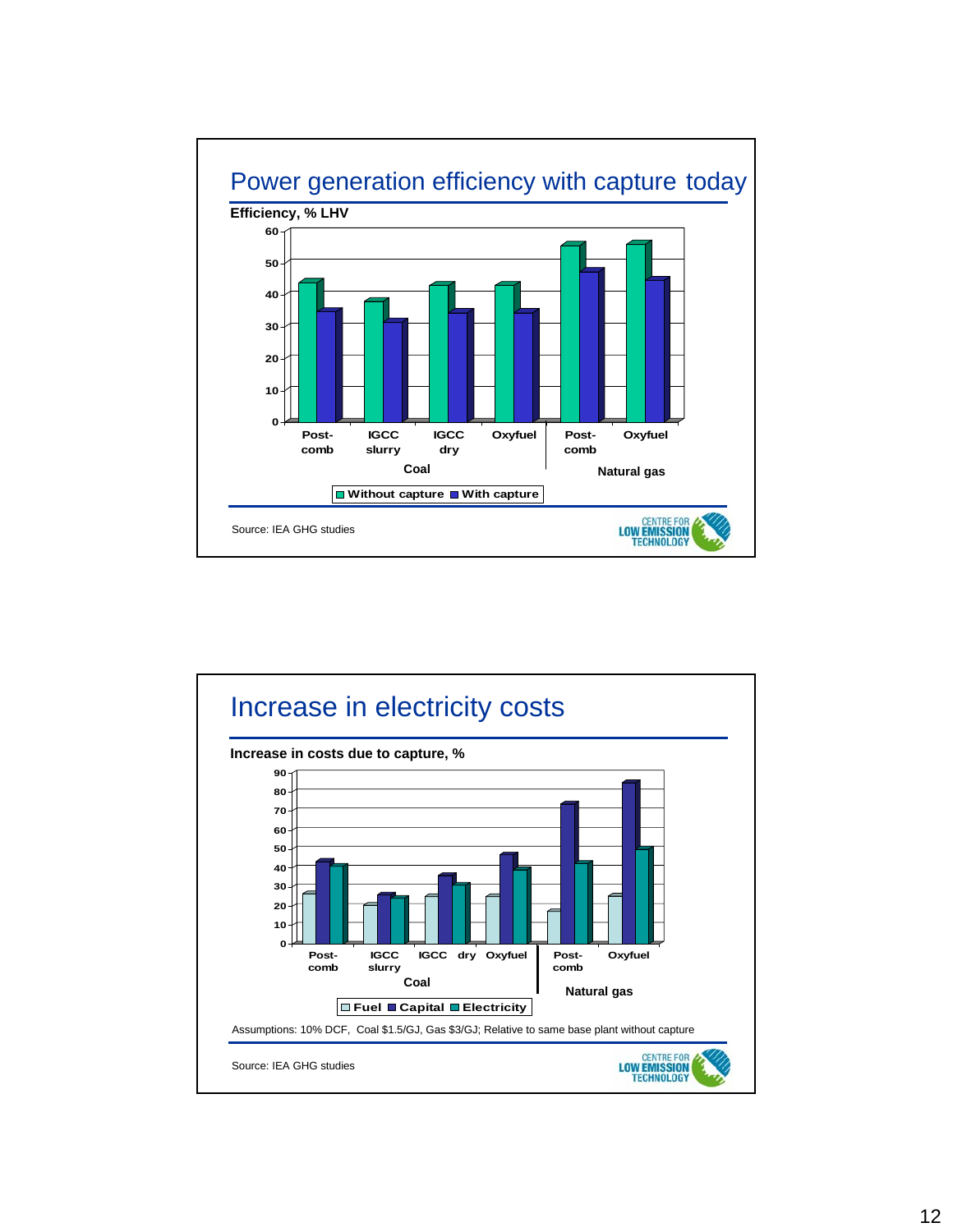## Power generation efficiency with capture today

**Efficiency, % LHV**

| | Coal: Post-comb | Coal: IGCC slurry | Coal: IGCC dry | Coal: Oxyfuel | Natural gas: Post-comb | Natural gas: Oxyfuel |
|---|---|---|---|---|---|---|
| Without capture | 44 | 38 | 43 | 43 | 55 | 56 |
| With capture | 35 | 31 | 34 | 34 | 47 | 44 |

Source: IEA GHG studies

CENTRE FOR LOW EMISSION TECHNOLOGY

## Increase in electricity costs

**Increase in costs due to capture, %**

| | Coal: Post-comb | Coal: IGCC slurry | Coal: IGCC dry | Coal: Oxyfuel | Natural gas: Post-comb | Natural gas: Oxyfuel |
|---|---|---|---|---|---|---|
| Fuel | 26 | 20 | 25 | 25 | 17 | 25 |
| Capital | 43 | 25 | 35 | 46 | 73 | 84 |
| Electricity | 40 | 24 | 30 | 38 | 42 | 49 |

Assumptions: 10% DCF, Coal $1.5/GJ, Gas $3/GJ; Relative to same base plant without capture

Source: IEA GHG studies

CENTRE FOR LOW EMISSION TECHNOLOGY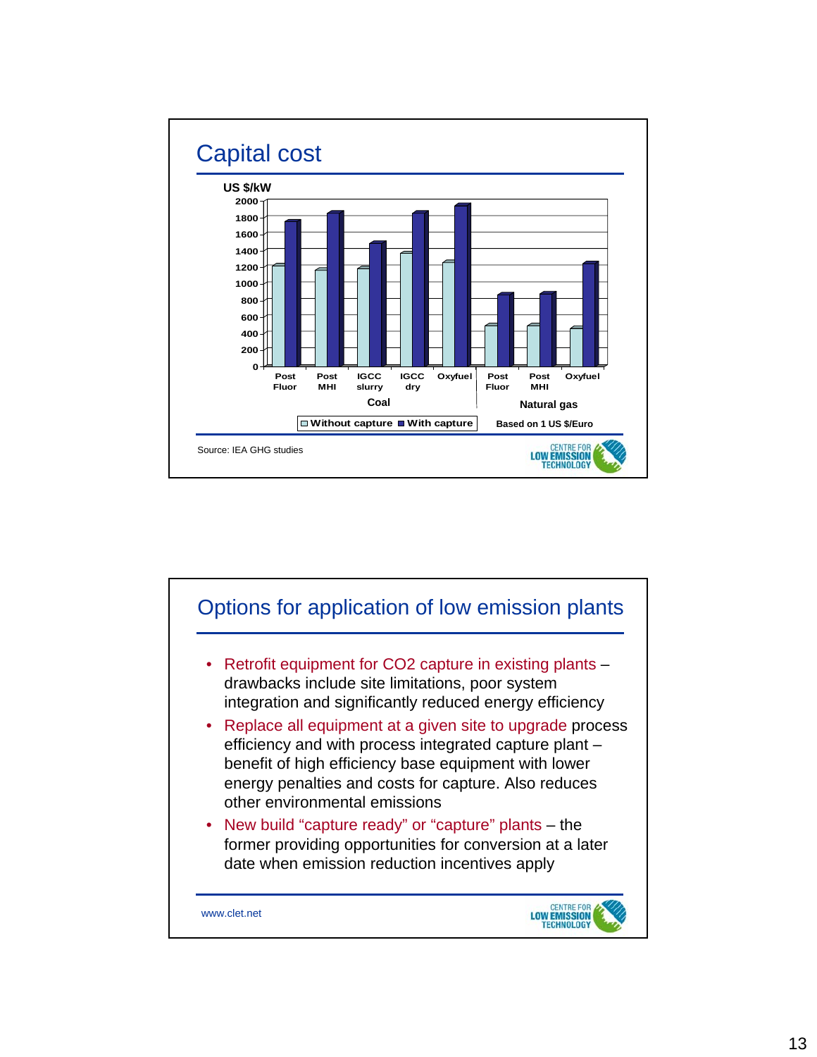## Capital cost

US $/kW

| | Post Fluor | Post MHI | IGCC slurry | IGCC dry | Oxyfuel | Post Fluor | Post MHI | Oxyfuel |
|---|---|---|---|---|---|---|---|---|
| | Coal | | | | | Natural gas | | |
| Without capture | ~1200 | ~1150 | ~1180 | ~1360 | ~1240 | ~480 | ~480 | ~450 |
| With capture | ~1740 | ~1840 | ~1480 | ~1840 | ~1930 | ~860 | ~870 | ~1230 |

Based on 1 US $/Euro

Source: IEA GHG studies

## Options for application of low emission plants

- Retrofit equipment for CO2 capture in existing plants – drawbacks include site limitations, poor system integration and significantly reduced energy efficiency
- Replace all equipment at a given site to upgrade process efficiency and with process integrated capture plant – benefit of high efficiency base equipment with lower energy penalties and costs for capture. Also reduces other environmental emissions
- New build "capture ready" or "capture" plants – the former providing opportunities for conversion at a later date when emission reduction incentives apply

www.clet.net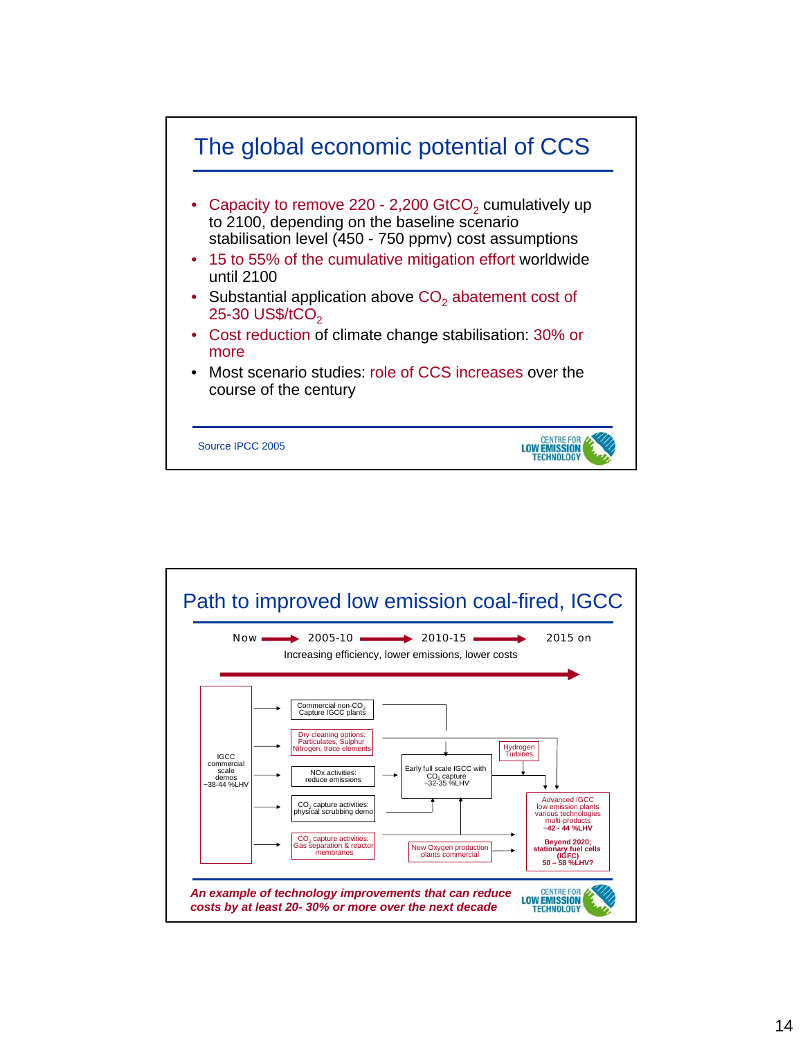## The global economic potential of CCS

- Capacity to remove 220 - 2,200 $GtCO_2$ cumulatively up to 2100, depending on the baseline scenario stabilisation level (450 - 750 ppmv) cost assumptions
- 15 to 55% of the cumulative mitigation effort worldwide until 2100
- Substantial application above $CO_2$ abatement cost of 25-30 US$/$tCO_2$
- Cost reduction of climate change stabilisation: 30% or more
- Most scenario studies: role of CCS increases over the course of the century

Source IPCC 2005

CENTRE FOR LOW EMISSION TECHNOLOGY

## Path to improved low emission coal-fired, IGCC

Now → 2005-10 → 2010-15 → 2015 on

Increasing efficiency, lower emissions, lower costs

- IGCC commercial scale demos ~38-44 %LHV
  - Commercial non-$CO_2$ Capture IGCC plants
  - Dry cleaning options: Particulates, Sulphur Nitrogen, trace elements
  - NOx activities: reduce emissions
  - $CO_2$ capture activities: physical scrubbing demo
  - $CO_2$ capture activities: Gas separation & reactor membranes
- Early full scale IGCC with $CO_2$ capture ~32-35 %LHV
- Hydrogen Turbines
- New Oxygen production plants commercial
- Advanced IGCC low emission plants various technologies multi-products ~42 - 44 %LHV
- **Beyond 2020; stationary fuel cells (IGFC) 50 – 58 %LHV?**

***An example of technology improvements that can reduce costs by at least 20- 30% or more over the next decade***

CENTRE FOR LOW EMISSION TECHNOLOGY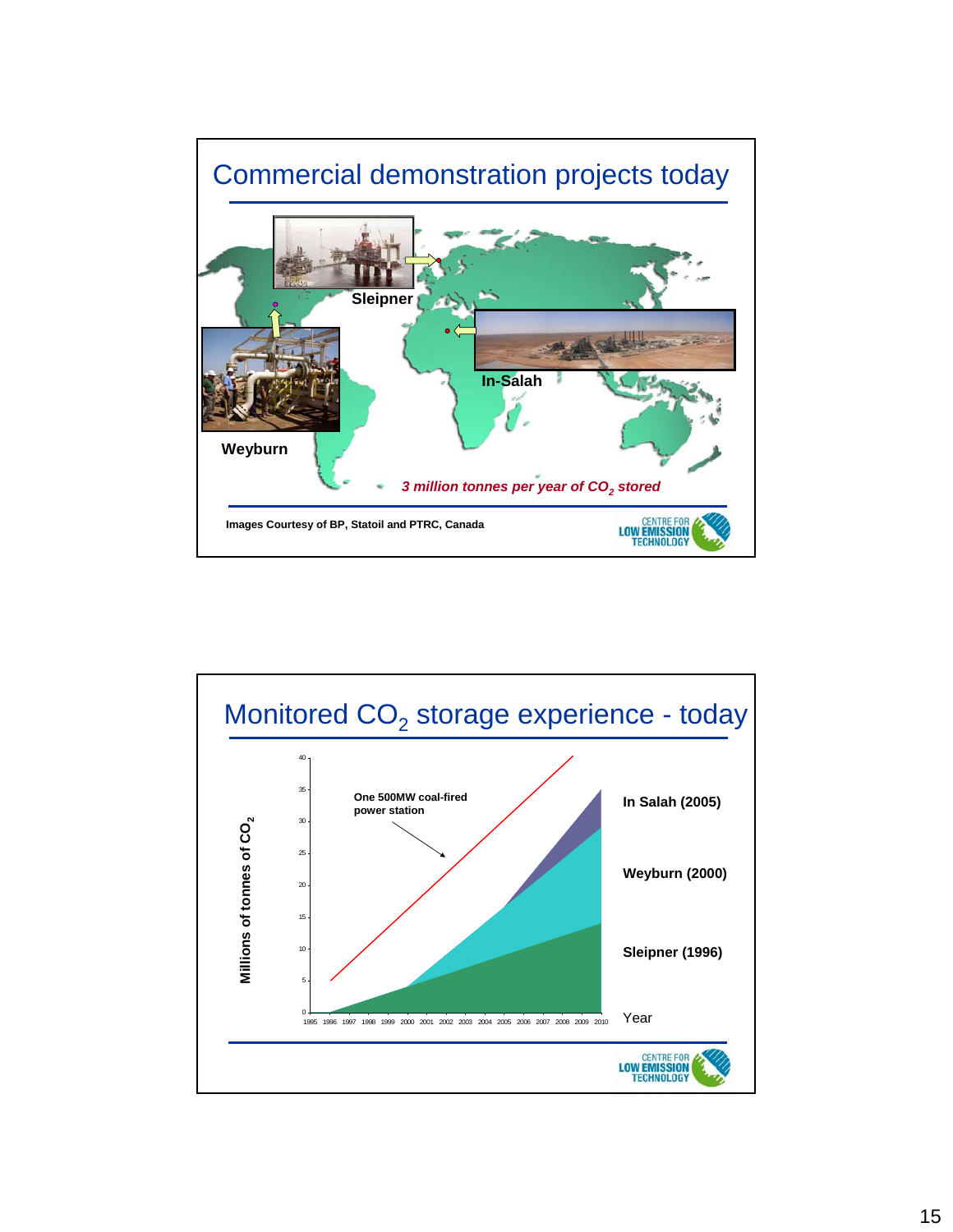## Commercial demonstration projects today

Sleipner

In-Salah

Weyburn

*3 million tonnes per year of $CO_2$ stored*

Images Courtesy of BP, Statoil and PTRC, Canada

CENTRE FOR LOW EMISSION TECHNOLOGY

## Monitored $CO_2$ storage experience - today

Millions of tonnes of $CO_2$

One 500MW coal-fired power station

In Salah (2005)

Weyburn (2000)

Sleipner (1996)

Year

0, 5, 10, 15, 20, 25, 30, 35, 40

1995 1996 1997 1998 1999 2000 2001 2002 2003 2004 2005 2006 2007 2008 2009 2010

CENTRE FOR LOW EMISSION TECHNOLOGY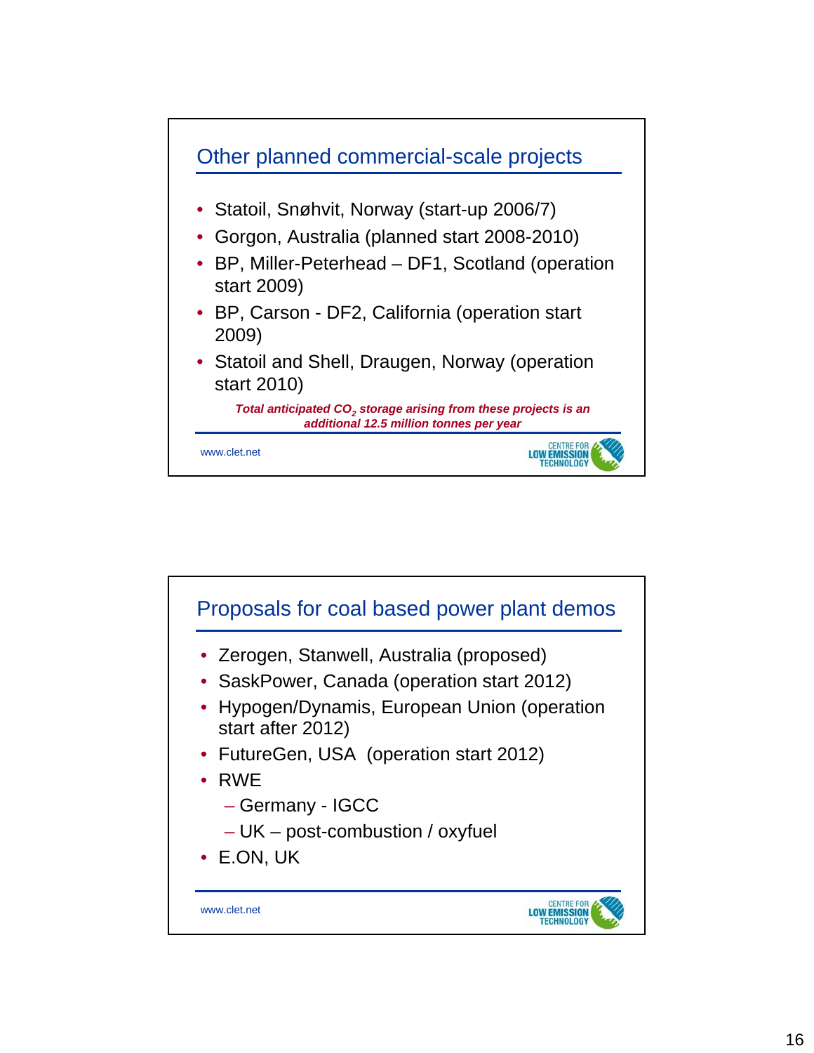## Other planned commercial-scale projects

- Statoil, Snøhvit, Norway (start-up 2006/7)
- Gorgon, Australia (planned start 2008-2010)
- BP, Miller-Peterhead – DF1, Scotland (operation start 2009)
- BP, Carson - DF2, California (operation start 2009)
- Statoil and Shell, Draugen, Norway (operation start 2010)

***Total anticipated $CO_2$ storage arising from these projects is an additional 12.5 million tonnes per year***

www.clet.net

## Proposals for coal based power plant demos

- Zerogen, Stanwell, Australia (proposed)
- SaskPower, Canada (operation start 2012)
- Hypogen/Dynamis, European Union (operation start after 2012)
- FutureGen, USA (operation start 2012)
- RWE
  - Germany - IGCC
  - UK – post-combustion / oxyfuel
- E.ON, UK

www.clet.net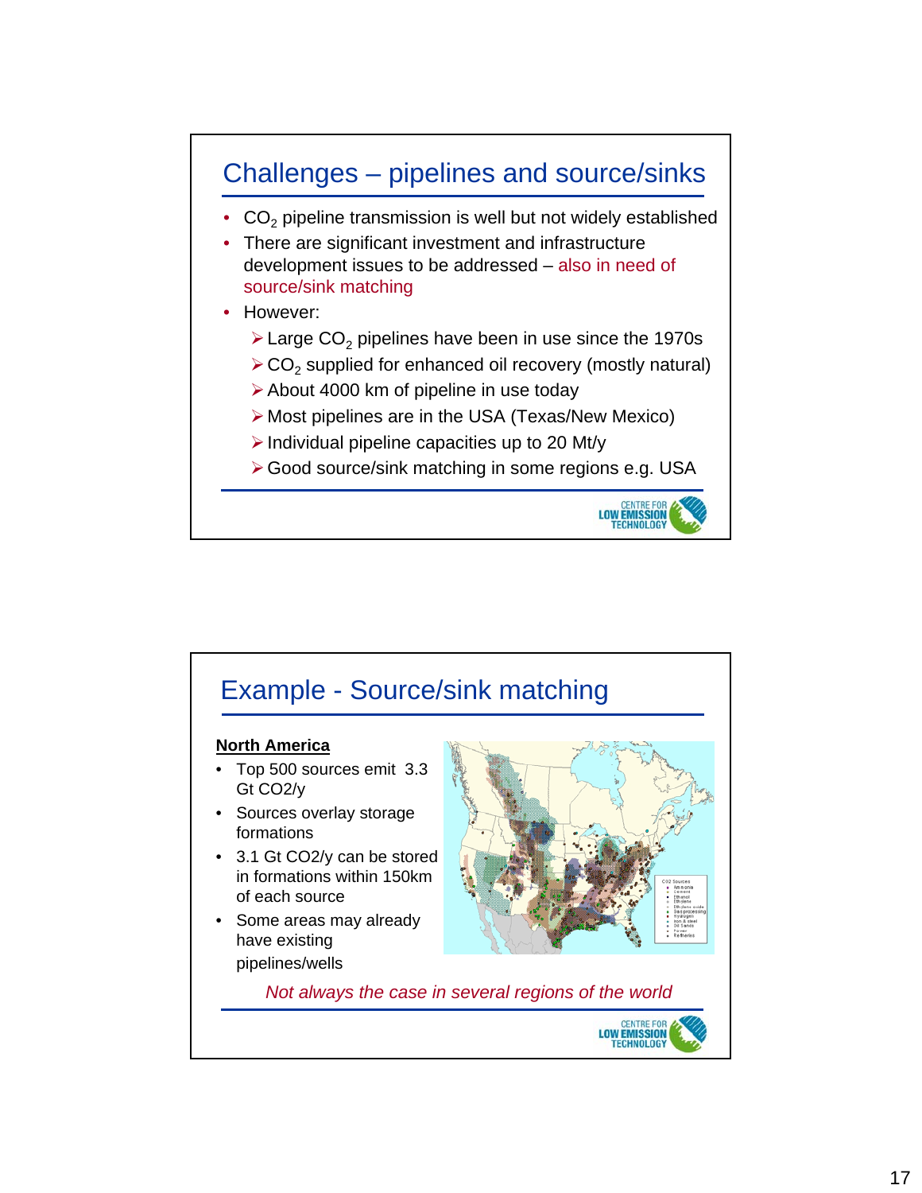## Challenges – pipelines and source/sinks

- $CO_2$ pipeline transmission is well but not widely established
- There are significant investment and infrastructure development issues to be addressed – also in need of source/sink matching
- However:
  - Large $CO_2$ pipelines have been in use since the 1970s
  - $CO_2$ supplied for enhanced oil recovery (mostly natural)
  - About 4000 km of pipeline in use today
  - Most pipelines are in the USA (Texas/New Mexico)
  - Individual pipeline capacities up to 20 Mt/y
  - Good source/sink matching in some regions e.g. USA

## Example - Source/sink matching

**North America**

- Top 500 sources emit 3.3 Gt CO2/y
- Sources overlay storage formations
- 3.1 Gt CO2/y can be stored in formations within 150km of each source
- Some areas may already have existing pipelines/wells

*Not always the case in several regions of the world*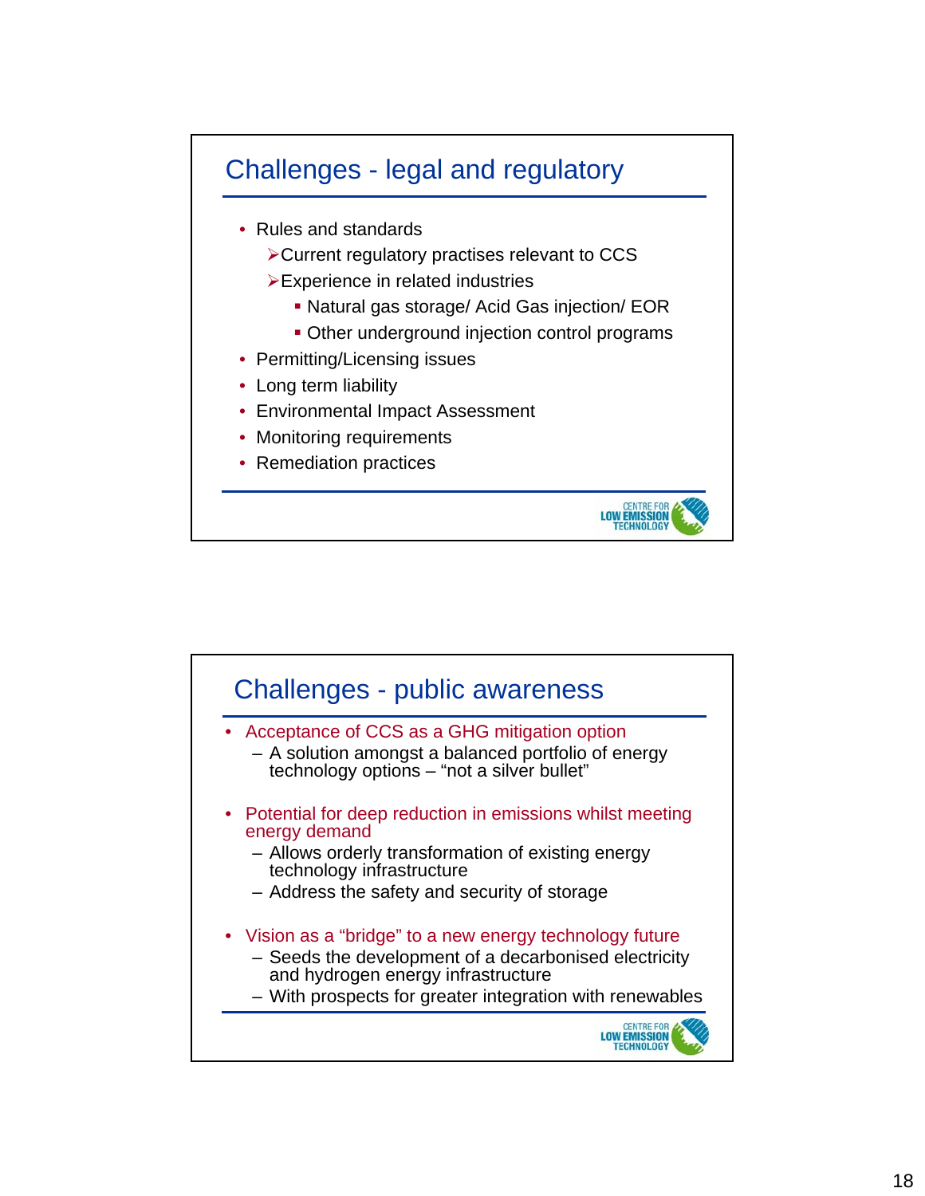## Challenges - legal and regulatory

- Rules and standards
  - Current regulatory practises relevant to CCS
  - Experience in related industries
    - Natural gas storage/ Acid Gas injection/ EOR
    - Other underground injection control programs
- Permitting/Licensing issues
- Long term liability
- Environmental Impact Assessment
- Monitoring requirements
- Remediation practices

CENTRE FOR LOW EMISSION TECHNOLOGY

## Challenges - public awareness

- Acceptance of CCS as a GHG mitigation option
  - A solution amongst a balanced portfolio of energy technology options – "not a silver bullet"
- Potential for deep reduction in emissions whilst meeting energy demand
  - Allows orderly transformation of existing energy technology infrastructure
  - Address the safety and security of storage
- Vision as a "bridge" to a new energy technology future
  - Seeds the development of a decarbonised electricity and hydrogen energy infrastructure
  - With prospects for greater integration with renewables

CENTRE FOR LOW EMISSION TECHNOLOGY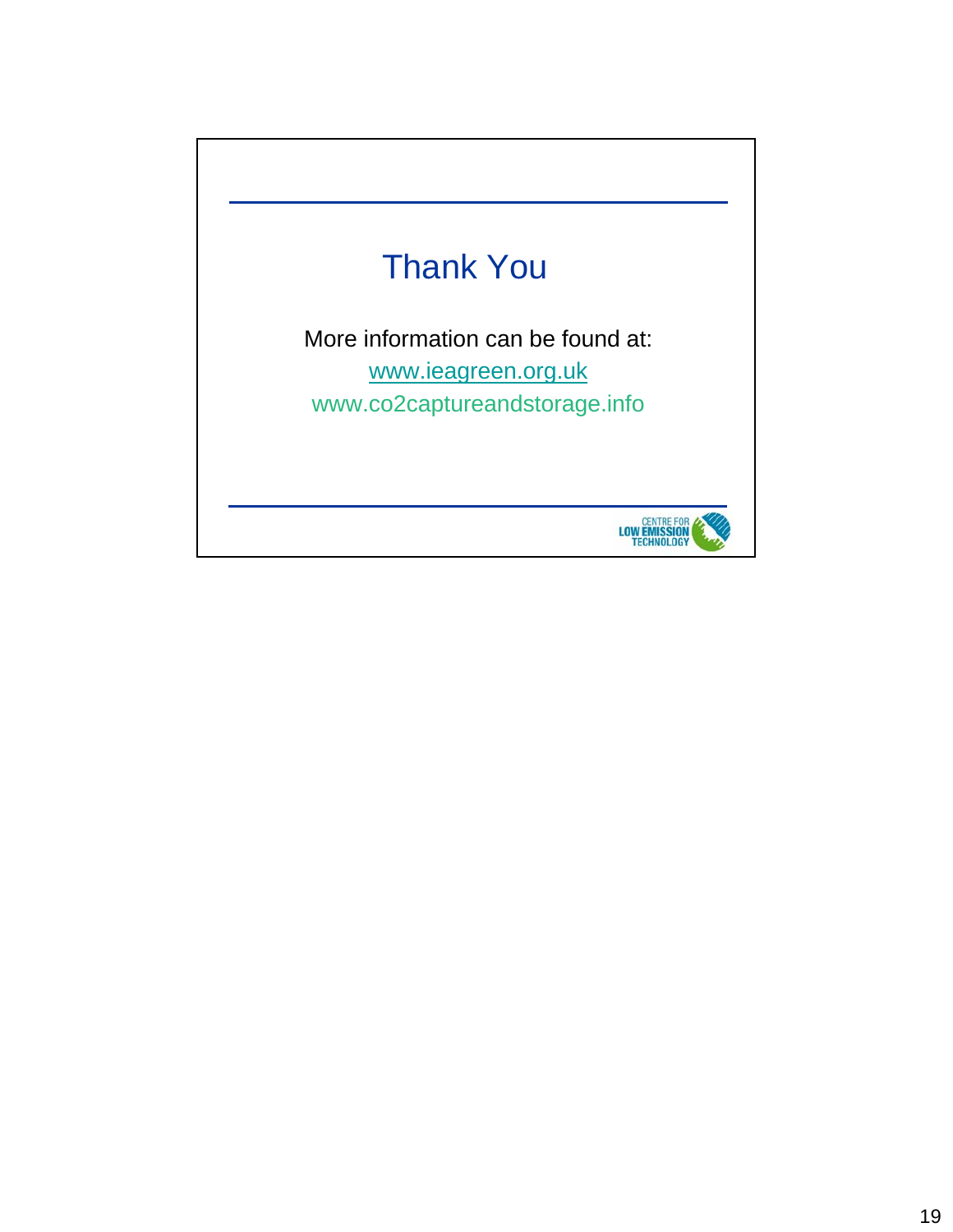# Thank You

More information can be found at:

www.ieagreen.org.uk

www.co2captureandstorage.info

CENTRE FOR LOW EMISSION TECHNOLOGY